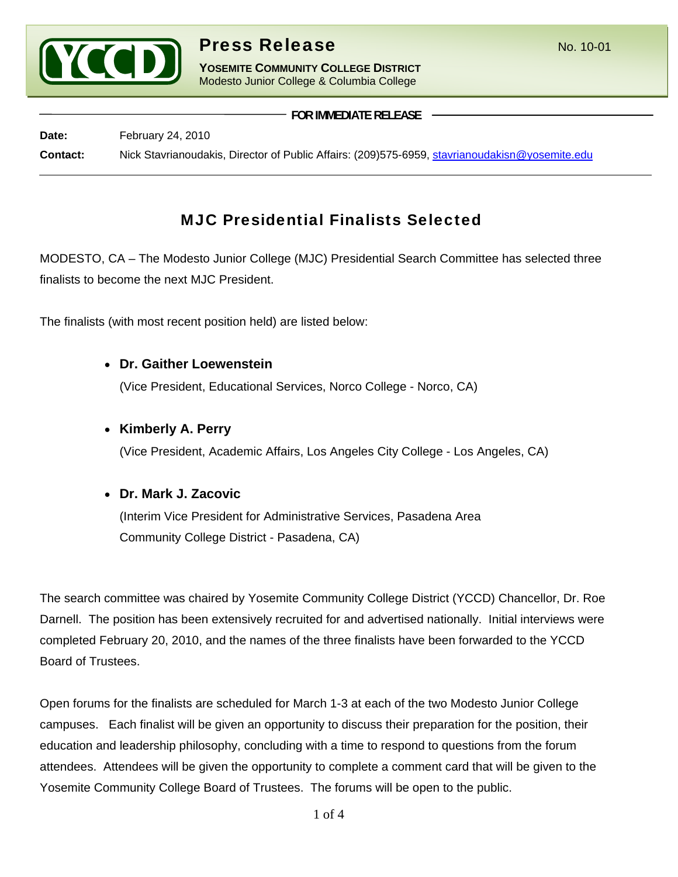**YCCD**

# Press Release

No. 10-01

**YOSEMITE COMMUNITY COLLEGE DISTRICT**
Modesto Junior College & Columbia College

**FOR IMMEDIATE RELEASE**

**Date:** February 24, 2010

**Contact:** Nick Stavrianoudakis, Director of Public Affairs: (209)575-6959, stavrianoudakisn@yosemite.edu

## MJC Presidential Finalists Selected

MODESTO, CA – The Modesto Junior College (MJC) Presidential Search Committee has selected three finalists to become the next MJC President.

The finalists (with most recent position held) are listed below:

- **Dr. Gaither Loewenstein**
  (Vice President, Educational Services, Norco College - Norco, CA)

- **Kimberly A. Perry**
  (Vice President, Academic Affairs, Los Angeles City College - Los Angeles, CA)

- **Dr. Mark J. Zacovic**
  (Interim Vice President for Administrative Services, Pasadena Area Community College District - Pasadena, CA)

The search committee was chaired by Yosemite Community College District (YCCD) Chancellor, Dr. Roe Darnell. The position has been extensively recruited for and advertised nationally. Initial interviews were completed February 20, 2010, and the names of the three finalists have been forwarded to the YCCD Board of Trustees.

Open forums for the finalists are scheduled for March 1-3 at each of the two Modesto Junior College campuses. Each finalist will be given an opportunity to discuss their preparation for the position, their education and leadership philosophy, concluding with a time to respond to questions from the forum attendees. Attendees will be given the opportunity to complete a comment card that will be given to the Yosemite Community College Board of Trustees. The forums will be open to the public.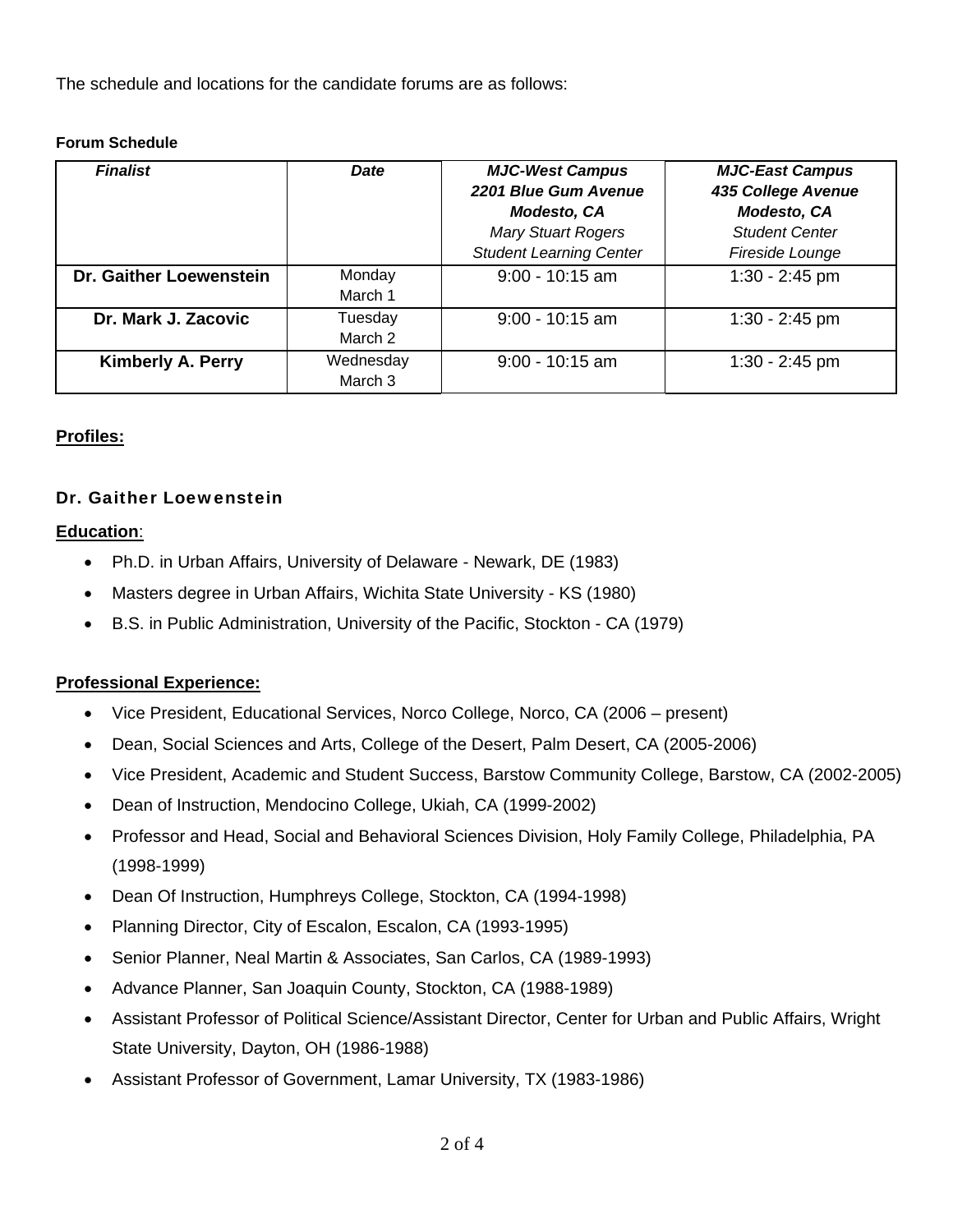The schedule and locations for the candidate forums are as follows:

**Forum Schedule**

| ***Finalist*** | ***Date*** | ***MJC-West Campus 2201 Blue Gum Avenue Modesto, CA*** *Mary Stuart Rogers Student Learning Center* | ***MJC-East Campus 435 College Avenue Modesto, CA*** *Student Center Fireside Lounge* |
|---|---|---|---|
| **Dr. Gaither Loewenstein** | Monday March 1 | 9:00 - 10:15 am | 1:30 - 2:45 pm |
| **Dr. Mark J. Zacovic** | Tuesday March 2 | 9:00 - 10:15 am | 1:30 - 2:45 pm |
| **Kimberly A. Perry** | Wednesday March 3 | 9:00 - 10:15 am | 1:30 - 2:45 pm |

**Profiles:**

### Dr. Gaither Loewenstein

**Education**:

- Ph.D. in Urban Affairs, University of Delaware - Newark, DE (1983)
- Masters degree in Urban Affairs, Wichita State University - KS (1980)
- B.S. in Public Administration, University of the Pacific, Stockton - CA (1979)

**Professional Experience:**

- Vice President, Educational Services, Norco College, Norco, CA (2006 – present)
- Dean, Social Sciences and Arts, College of the Desert, Palm Desert, CA (2005-2006)
- Vice President, Academic and Student Success, Barstow Community College, Barstow, CA (2002-2005)
- Dean of Instruction, Mendocino College, Ukiah, CA (1999-2002)
- Professor and Head, Social and Behavioral Sciences Division, Holy Family College, Philadelphia, PA (1998-1999)
- Dean Of Instruction, Humphreys College, Stockton, CA (1994-1998)
- Planning Director, City of Escalon, Escalon, CA (1993-1995)
- Senior Planner, Neal Martin & Associates, San Carlos, CA (1989-1993)
- Advance Planner, San Joaquin County, Stockton, CA (1988-1989)
- Assistant Professor of Political Science/Assistant Director, Center for Urban and Public Affairs, Wright State University, Dayton, OH (1986-1988)
- Assistant Professor of Government, Lamar University, TX (1983-1986)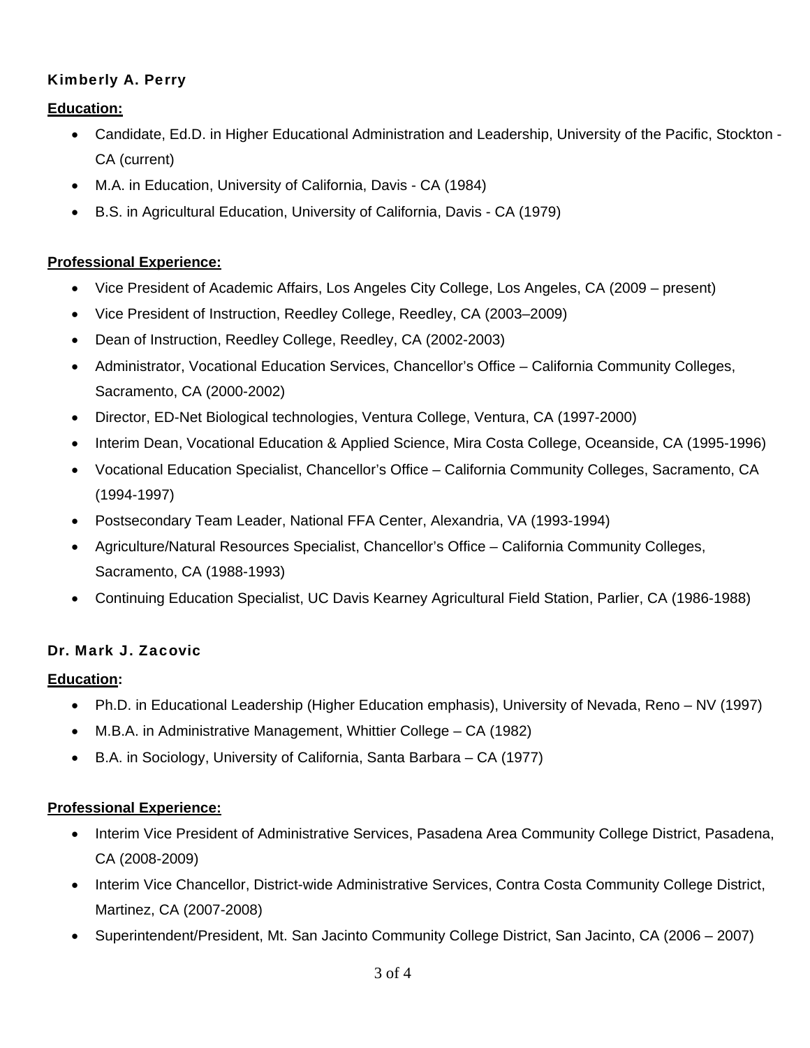**Kimberly A. Perry**

**Education:**

- Candidate, Ed.D. in Higher Educational Administration and Leadership, University of the Pacific, Stockton - CA (current)
- M.A. in Education, University of California, Davis - CA (1984)
- B.S. in Agricultural Education, University of California, Davis - CA (1979)

**Professional Experience:**

- Vice President of Academic Affairs, Los Angeles City College, Los Angeles, CA (2009 – present)
- Vice President of Instruction, Reedley College, Reedley, CA (2003–2009)
- Dean of Instruction, Reedley College, Reedley, CA (2002-2003)
- Administrator, Vocational Education Services, Chancellor's Office – California Community Colleges, Sacramento, CA (2000-2002)
- Director, ED-Net Biological technologies, Ventura College, Ventura, CA (1997-2000)
- Interim Dean, Vocational Education & Applied Science, Mira Costa College, Oceanside, CA (1995-1996)
- Vocational Education Specialist, Chancellor's Office – California Community Colleges, Sacramento, CA (1994-1997)
- Postsecondary Team Leader, National FFA Center, Alexandria, VA (1993-1994)
- Agriculture/Natural Resources Specialist, Chancellor's Office – California Community Colleges, Sacramento, CA (1988-1993)
- Continuing Education Specialist, UC Davis Kearney Agricultural Field Station, Parlier, CA (1986-1988)

**Dr. Mark J. Zacovic**

**Education:**

- Ph.D. in Educational Leadership (Higher Education emphasis), University of Nevada, Reno – NV (1997)
- M.B.A. in Administrative Management, Whittier College – CA (1982)
- B.A. in Sociology, University of California, Santa Barbara – CA (1977)

**Professional Experience:**

- Interim Vice President of Administrative Services, Pasadena Area Community College District, Pasadena, CA (2008-2009)
- Interim Vice Chancellor, District-wide Administrative Services, Contra Costa Community College District, Martinez, CA (2007-2008)
- Superintendent/President, Mt. San Jacinto Community College District, San Jacinto, CA (2006 – 2007)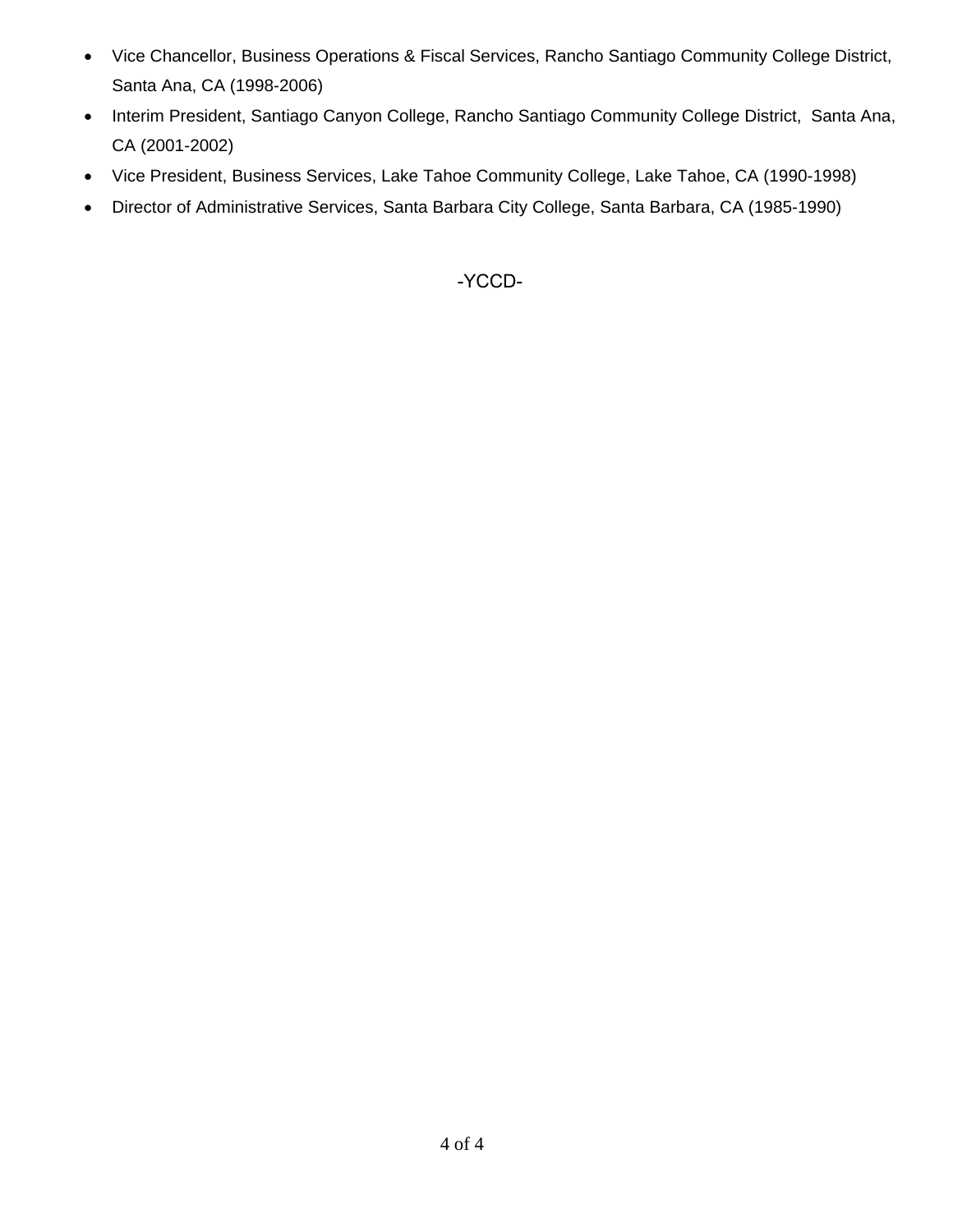- Vice Chancellor, Business Operations & Fiscal Services, Rancho Santiago Community College District, Santa Ana, CA (1998-2006)
- Interim President, Santiago Canyon College, Rancho Santiago Community College District, Santa Ana, CA (2001-2002)
- Vice President, Business Services, Lake Tahoe Community College, Lake Tahoe, CA (1990-1998)
- Director of Administrative Services, Santa Barbara City College, Santa Barbara, CA (1985-1990)

-YCCD-